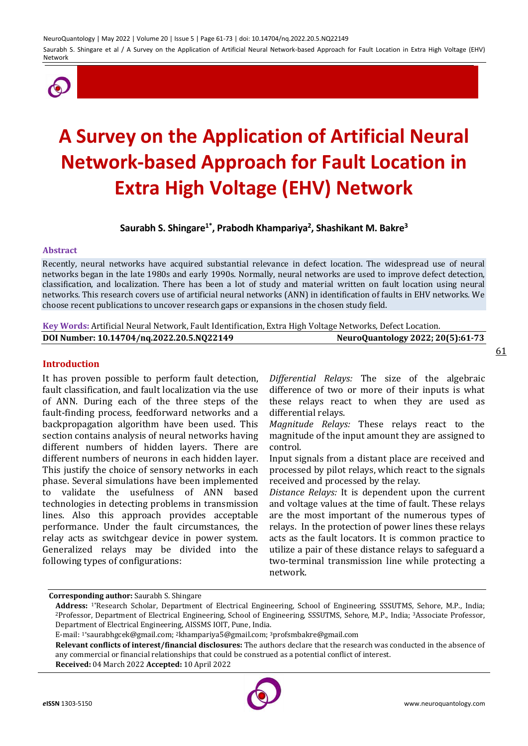# A Survey on the Application of Artificial Neural Network-based Approach for Fault Location in Extra High Voltage (EHV) Network

**Saurabh S. Shingare[1*], Prabodh Khampariya[2], Shashikant M. Bakre[3]**

### Abstract

Recently, neural networks have acquired substantial relevance in defect location. The widespread use of neural networks began in the late 1980s and early 1990s. Normally, neural networks are used to improve defect detection, classification, and localization. There has been a lot of study and material written on fault location using neural networks. This research covers use of artificial neural networks (ANN) in identification of faults in EHV networks. We choose recent publications to uncover research gaps or expansions in the chosen study field.

**Key Words:** Artificial Neural Network, Fault Identification, Extra High Voltage Networks, Defect Location.

**DOI Number: 10.14704/nq.2022.20.5.NQ22149** | **NeuroQuantology 2022; 20(5):61-73**

## Introduction

It has proven possible to perform fault detection, fault classification, and fault localization via the use of ANN. During each of the three steps of the fault-finding process, feedforward networks and a backpropagation algorithm have been used. This section contains analysis of neural networks having different numbers of hidden layers. There are different numbers of neurons in each hidden layer. This justify the choice of sensory networks in each phase. Several simulations have been implemented to validate the usefulness of ANN based technologies in detecting problems in transmission lines. Also this approach provides acceptable performance. Under the fault circumstances, the relay acts as switchgear device in power system. Generalized relays may be divided into the following types of configurations:

*Differential Relays:* The size of the algebraic difference of two or more of their inputs is what these relays react to when they are used as differential relays.

*Magnitude Relays:* These relays react to the magnitude of the input amount they are assigned to control.

Input signals from a distant place are received and processed by pilot relays, which react to the signals received and processed by the relay.

*Distance Relays:* It is dependent upon the current and voltage values at the time of fault. These relays are the most important of the numerous types of relays. In the protection of power lines these relays acts as the fault locators. It is common practice to utilize a pair of these distance relays to safeguard a two-terminal transmission line while protecting a network.

---

**Corresponding author:** Saurabh S. Shingare

**Address:** [1*]Research Scholar, Department of Electrical Engineering, School of Engineering, SSSUTMS, Sehore, M.P., India; [2]Professor, Department of Electrical Engineering, School of Engineering, SSSUTMS, Sehore, M.P., India; [3]Associate Professor, Department of Electrical Engineering, AISSMS IOIT, Pune, India.

E-mail: [1*]saurabhgcek@gmail.com; [2]khampariya5@gmail.com; [3]profsmbakre@gmail.com

**Relevant conflicts of interest/financial disclosures:** The authors declare that the research was conducted in the absence of any commercial or financial relationships that could be construed as a potential conflict of interest.

**Received:** 04 March 2022 **Accepted:** 10 April 2022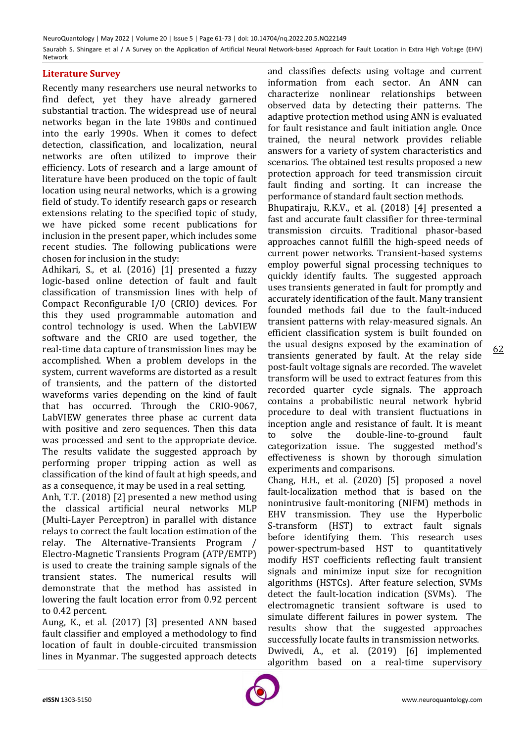## Literature Survey

Recently many researchers use neural networks to find defect, yet they have already garnered substantial traction. The widespread use of neural networks began in the late 1980s and continued into the early 1990s. When it comes to defect detection, classification, and localization, neural networks are often utilized to improve their efficiency. Lots of research and a large amount of literature have been produced on the topic of fault location using neural networks, which is a growing field of study. To identify research gaps or research extensions relating to the specified topic of study, we have picked some recent publications for inclusion in the present paper, which includes some recent studies. The following publications were chosen for inclusion in the study:

Adhikari, S., et al. (2016) [1] presented a fuzzy logic-based online detection of fault and fault classification of transmission lines with help of Compact Reconfigurable I/O (CRIO) devices. For this they used programmable automation and control technology is used. When the LabVIEW software and the CRIO are used together, the real-time data capture of transmission lines may be accomplished. When a problem develops in the system, current waveforms are distorted as a result of transients, and the pattern of the distorted waveforms varies depending on the kind of fault that has occurred. Through the CRIO-9067, LabVIEW generates three phase ac current data with positive and zero sequences. Then this data was processed and sent to the appropriate device. The results validate the suggested approach by performing proper tripping action as well as classification of the kind of fault at high speeds, and as a consequence, it may be used in a real setting.

Anh, T.T. (2018) [2] presented a new method using the classical artificial neural networks MLP (Multi-Layer Perceptron) in parallel with distance relays to correct the fault location estimation of the relay. The Alternative-Transients Program / Electro-Magnetic Transients Program (ATP/EMTP) is used to create the training sample signals of the transient states. The numerical results will demonstrate that the method has assisted in lowering the fault location error from 0.92 percent to 0.42 percent.

Aung, K., et al. (2017) [3] presented ANN based fault classifier and employed a methodology to find location of fault in double-circuited transmission lines in Myanmar. The suggested approach detects and classifies defects using voltage and current information from each sector. An ANN can characterize nonlinear relationships between observed data by detecting their patterns. The adaptive protection method using ANN is evaluated for fault resistance and fault initiation angle. Once trained, the neural network provides reliable answers for a variety of system characteristics and scenarios. The obtained test results proposed a new protection approach for teed transmission circuit fault finding and sorting. It can increase the performance of standard fault section methods.

Bhupatiraju, R.K.V., et al. (2018) [4] presented a fast and accurate fault classifier for three-terminal transmission circuits. Traditional phasor-based approaches cannot fulfill the high-speed needs of current power networks. Transient-based systems employ powerful signal processing techniques to quickly identify faults. The suggested approach uses transients generated in fault for promptly and accurately identification of the fault. Many transient founded methods fail due to the fault-induced transient patterns with relay-measured signals. An efficient classification system is built founded on the usual designs exposed by the examination of transients generated by fault. At the relay side post-fault voltage signals are recorded. The wavelet transform will be used to extract features from this recorded quarter cycle signals. The approach contains a probabilistic neural network hybrid procedure to deal with transient fluctuations in inception angle and resistance of fault. It is meant to solve the double-line-to-ground fault categorization issue. The suggested method's effectiveness is shown by thorough simulation experiments and comparisons.

Chang, H.H., et al. (2020) [5] proposed a novel fault-localization method that is based on the nonintrusive fault-monitoring (NIFM) methods in EHV transmission. They use the Hyperbolic S-transform (HST) to extract fault signals before identifying them. This research uses power-spectrum-based HST to quantitatively modify HST coefficients reflecting fault transient signals and minimize input size for recognition algorithms (HSTCs). After feature selection, SVMs detect the fault-location indication (SVMs). The electromagnetic transient software is used to simulate different failures in power system. The results show that the suggested approaches successfully locate faults in transmission networks.

Dwivedi, A., et al. (2019) [6] implemented algorithm based on a real-time supervisory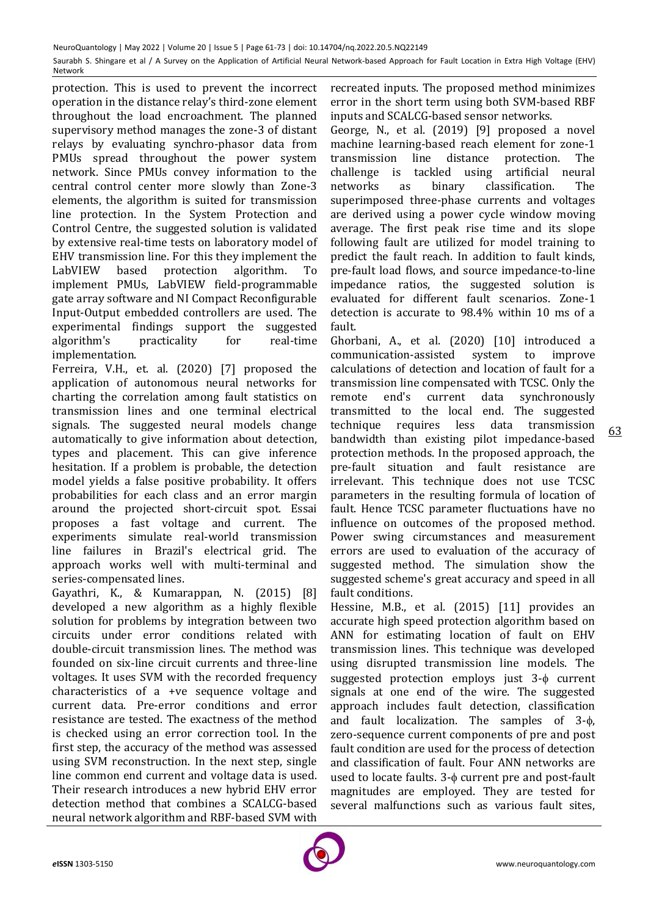protection. This is used to prevent the incorrect operation in the distance relay's third-zone element throughout the load encroachment. The planned supervisory method manages the zone-3 of distant relays by evaluating synchro-phasor data from PMUs spread throughout the power system network. Since PMUs convey information to the central control center more slowly than Zone-3 elements, the algorithm is suited for transmission line protection. In the System Protection and Control Centre, the suggested solution is validated by extensive real-time tests on laboratory model of EHV transmission line. For this they implement the LabVIEW based protection algorithm. To implement PMUs, LabVIEW field-programmable gate array software and NI Compact Reconfigurable Input-Output embedded controllers are used. The experimental findings support the suggested algorithm's practicality for real-time implementation.

Ferreira, V.H., et. al. (2020) [7] proposed the application of autonomous neural networks for charting the correlation among fault statistics on transmission lines and one terminal electrical signals. The suggested neural models change automatically to give information about detection, types and placement. This can give inference hesitation. If a problem is probable, the detection model yields a false positive probability. It offers probabilities for each class and an error margin around the projected short-circuit spot. Essai proposes a fast voltage and current. The experiments simulate real-world transmission line failures in Brazil's electrical grid. The approach works well with multi-terminal and series-compensated lines.

Gayathri, K., & Kumarappan, N. (2015) [8] developed a new algorithm as a highly flexible solution for problems by integration between two circuits under error conditions related with double-circuit transmission lines. The method was founded on six-line circuit currents and three-line voltages. It uses SVM with the recorded frequency characteristics of a +ve sequence voltage and current data. Pre-error conditions and error resistance are tested. The exactness of the method is checked using an error correction tool. In the first step, the accuracy of the method was assessed using SVM reconstruction. In the next step, single line common end current and voltage data is used. Their research introduces a new hybrid EHV error detection method that combines a SCALCG-based neural network algorithm and RBF-based SVM with recreated inputs. The proposed method minimizes error in the short term using both SVM-based RBF inputs and SCALCG-based sensor networks.

George, N., et al. (2019) [9] proposed a novel machine learning-based reach element for zone-1 transmission line distance protection. The challenge is tackled using artificial neural networks as binary classification. The superimposed three-phase currents and voltages are derived using a power cycle window moving average. The first peak rise time and its slope following fault are utilized for model training to predict the fault reach. In addition to fault kinds, pre-fault load flows, and source impedance-to-line impedance ratios, the suggested solution is evaluated for different fault scenarios. Zone-1 detection is accurate to 98.4% within 10 ms of a fault.

Ghorbani, A., et al. (2020) [10] introduced a communication-assisted system to improve calculations of detection and location of fault for a transmission line compensated with TCSC. Only the remote end's current data synchronously transmitted to the local end. The suggested technique requires less data transmission bandwidth than existing pilot impedance-based protection methods. In the proposed approach, the pre-fault situation and fault resistance are irrelevant. This technique does not use TCSC parameters in the resulting formula of location of fault. Hence TCSC parameter fluctuations have no influence on outcomes of the proposed method. Power swing circumstances and measurement errors are used to evaluation of the accuracy of suggested method. The simulation show the suggested scheme's great accuracy and speed in all fault conditions.

Hessine, M.B., et al. (2015) [11] provides an accurate high speed protection algorithm based on ANN for estimating location of fault on EHV transmission lines. This technique was developed using disrupted transmission line models. The suggested protection employs just 3-ϕ current signals at one end of the wire. The suggested approach includes fault detection, classification and fault localization. The samples of 3-ϕ, zero-sequence current components of pre and post fault condition are used for the process of detection and classification of fault. Four ANN networks are used to locate faults. 3-ϕ current pre and post-fault magnitudes are employed. They are tested for several malfunctions such as various fault sites,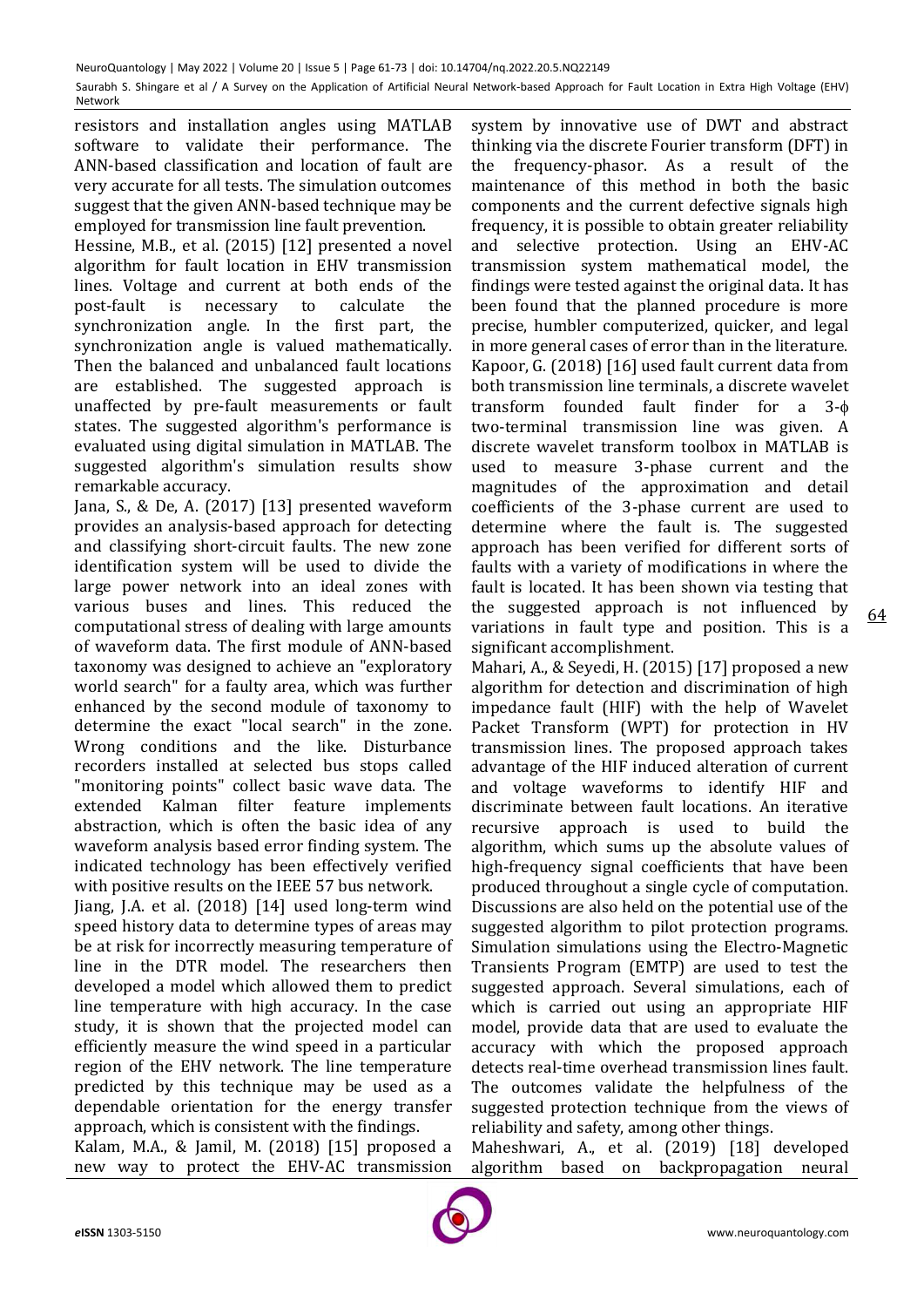resistors and installation angles using MATLAB software to validate their performance. The ANN-based classification and location of fault are very accurate for all tests. The simulation outcomes suggest that the given ANN-based technique may be employed for transmission line fault prevention.

Hessine, M.B., et al. (2015) [12] presented a novel algorithm for fault location in EHV transmission lines. Voltage and current at both ends of the post-fault is necessary to calculate the synchronization angle. In the first part, the synchronization angle is valued mathematically. Then the balanced and unbalanced fault locations are established. The suggested approach is unaffected by pre-fault measurements or fault states. The suggested algorithm's performance is evaluated using digital simulation in MATLAB. The suggested algorithm's simulation results show remarkable accuracy.

Jana, S., & De, A. (2017) [13] presented waveform provides an analysis-based approach for detecting and classifying short-circuit faults. The new zone identification system will be used to divide the large power network into an ideal zones with various buses and lines. This reduced the computational stress of dealing with large amounts of waveform data. The first module of ANN-based taxonomy was designed to achieve an "exploratory world search" for a faulty area, which was further enhanced by the second module of taxonomy to determine the exact "local search" in the zone. Wrong conditions and the like. Disturbance recorders installed at selected bus stops called "monitoring points" collect basic wave data. The extended Kalman filter feature implements abstraction, which is often the basic idea of any waveform analysis based error finding system. The indicated technology has been effectively verified with positive results on the IEEE 57 bus network.

Jiang, J.A. et al. (2018) [14] used long-term wind speed history data to determine types of areas may be at risk for incorrectly measuring temperature of line in the DTR model. The researchers then developed a model which allowed them to predict line temperature with high accuracy. In the case study, it is shown that the projected model can efficiently measure the wind speed in a particular region of the EHV network. The line temperature predicted by this technique may be used as a dependable orientation for the energy transfer approach, which is consistent with the findings.

Kalam, M.A., & Jamil, M. (2018) [15] proposed a new way to protect the EHV-AC transmission system by innovative use of DWT and abstract thinking via the discrete Fourier transform (DFT) in the frequency-phasor. As a result of the maintenance of this method in both the basic components and the current defective signals high frequency, it is possible to obtain greater reliability and selective protection. Using an EHV-AC transmission system mathematical model, the findings were tested against the original data. It has been found that the planned procedure is more precise, humbler computerized, quicker, and legal in more general cases of error than in the literature.

Kapoor, G. (2018) [16] used fault current data from both transmission line terminals, a discrete wavelet transform founded fault finder for a 3-ϕ two-terminal transmission line was given. A discrete wavelet transform toolbox in MATLAB is used to measure 3-phase current and the magnitudes of the approximation and detail coefficients of the 3-phase current are used to determine where the fault is. The suggested approach has been verified for different sorts of faults with a variety of modifications in where the fault is located. It has been shown via testing that the suggested approach is not influenced by variations in fault type and position. This is a significant accomplishment.

Mahari, A., & Seyedi, H. (2015) [17] proposed a new algorithm for detection and discrimination of high impedance fault (HIF) with the help of Wavelet Packet Transform (WPT) for protection in HV transmission lines. The proposed approach takes advantage of the HIF induced alteration of current and voltage waveforms to identify HIF and discriminate between fault locations. An iterative recursive approach is used to build the algorithm, which sums up the absolute values of high-frequency signal coefficients that have been produced throughout a single cycle of computation. Discussions are also held on the potential use of the suggested algorithm to pilot protection programs. Simulation simulations using the Electro-Magnetic Transients Program (EMTP) are used to test the suggested approach. Several simulations, each of which is carried out using an appropriate HIF model, provide data that are used to evaluate the accuracy with which the proposed approach detects real-time overhead transmission lines fault. The outcomes validate the helpfulness of the suggested protection technique from the views of reliability and safety, among other things.

Maheshwari, A., et al. (2019) [18] developed algorithm based on backpropagation neural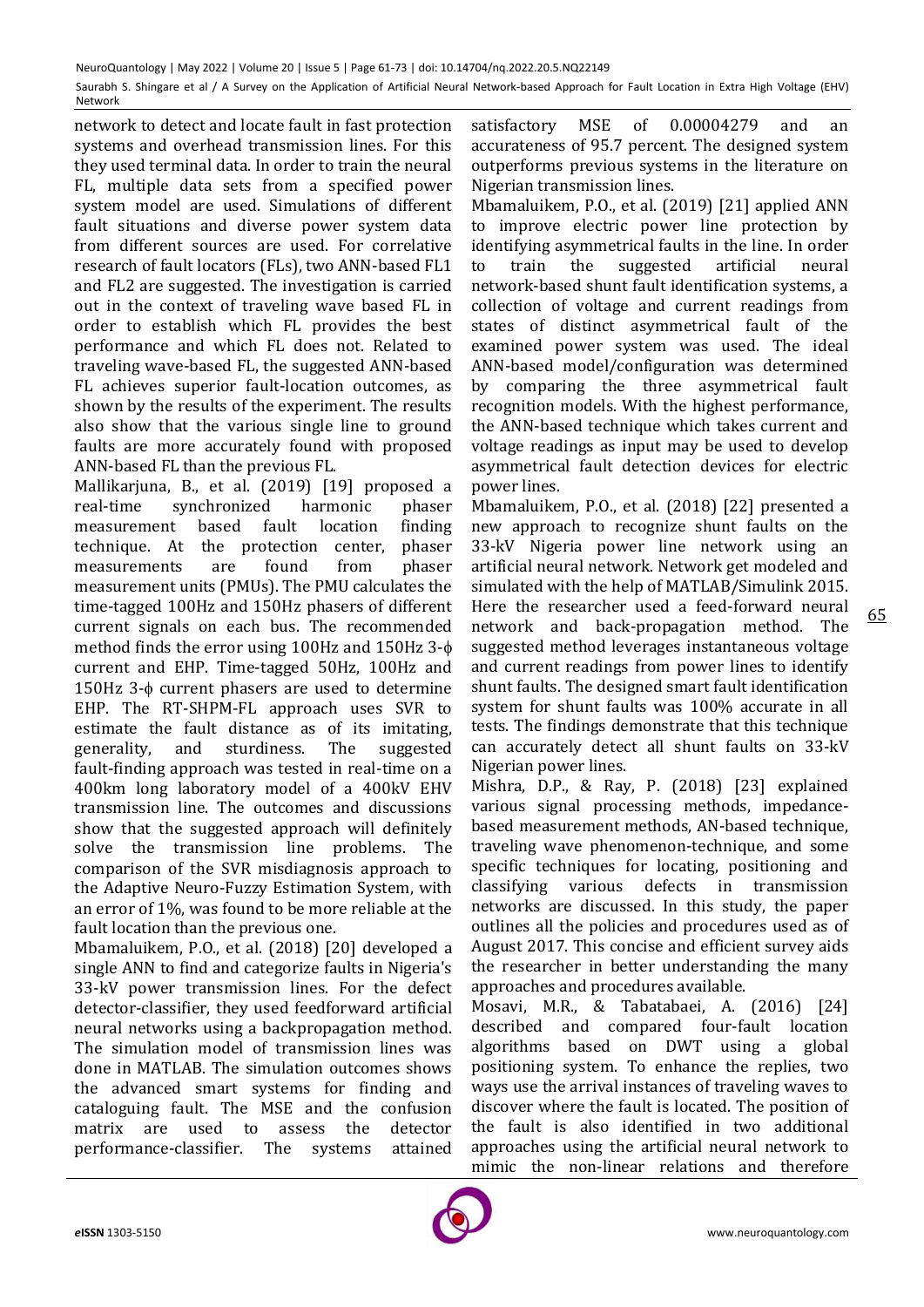network to detect and locate fault in fast protection systems and overhead transmission lines. For this they used terminal data. In order to train the neural FL, multiple data sets from a specified power system model are used. Simulations of different fault situations and diverse power system data from different sources are used. For correlative research of fault locators (FLs), two ANN-based FL1 and FL2 are suggested. The investigation is carried out in the context of traveling wave based FL in order to establish which FL provides the best performance and which FL does not. Related to traveling wave-based FL, the suggested ANN-based FL achieves superior fault-location outcomes, as shown by the results of the experiment. The results also show that the various single line to ground faults are more accurately found with proposed ANN-based FL than the previous FL.

Mallikarjuna, B., et al. (2019) [19] proposed a real-time synchronized harmonic phaser measurement based fault location finding technique. At the protection center, phaser measurements are found from phaser measurement units (PMUs). The PMU calculates the time-tagged 100Hz and 150Hz phasers of different current signals on each bus. The recommended method finds the error using 100Hz and 150Hz 3-ϕ current and EHP. Time-tagged 50Hz, 100Hz and 150Hz 3-ϕ current phasers are used to determine EHP. The RT-SHPM-FL approach uses SVR to estimate the fault distance as of its imitating, generality, and sturdiness. The suggested fault-finding approach was tested in real-time on a 400km long laboratory model of a 400kV EHV transmission line. The outcomes and discussions show that the suggested approach will definitely solve the transmission line problems. The comparison of the SVR misdiagnosis approach to the Adaptive Neuro-Fuzzy Estimation System, with an error of 1%, was found to be more reliable at the fault location than the previous one.

Mbamaluikem, P.O., et al. (2018) [20] developed a single ANN to find and categorize faults in Nigeria's 33-kV power transmission lines. For the defect detector-classifier, they used feedforward artificial neural networks using a backpropagation method. The simulation model of transmission lines was done in MATLAB. The simulation outcomes shows the advanced smart systems for finding and cataloguing fault. The MSE and the confusion matrix are used to assess the detector performance-classifier. The systems attained satisfactory MSE of 0.00004279 and an accurateness of 95.7 percent. The designed system outperforms previous systems in the literature on Nigerian transmission lines.

Mbamaluikem, P.O., et al. (2019) [21] applied ANN to improve electric power line protection by identifying asymmetrical faults in the line. In order to train the suggested artificial neural network-based shunt fault identification systems, a collection of voltage and current readings from states of distinct asymmetrical fault of the examined power system was used. The ideal ANN-based model/configuration was determined by comparing the three asymmetrical fault recognition models. With the highest performance, the ANN-based technique which takes current and voltage readings as input may be used to develop asymmetrical fault detection devices for electric power lines.

Mbamaluikem, P.O., et al. (2018) [22] presented a new approach to recognize shunt faults on the 33-kV Nigeria power line network using an artificial neural network. Network get modeled and simulated with the help of MATLAB/Simulink 2015. Here the researcher used a feed-forward neural network and back-propagation method. The suggested method leverages instantaneous voltage and current readings from power lines to identify shunt faults. The designed smart fault identification system for shunt faults was 100% accurate in all tests. The findings demonstrate that this technique can accurately detect all shunt faults on 33-kV Nigerian power lines.

Mishra, D.P., & Ray, P. (2018) [23] explained various signal processing methods, impedance-based measurement methods, AN-based technique, traveling wave phenomenon-technique, and some specific techniques for locating, positioning and classifying various defects in transmission networks are discussed. In this study, the paper outlines all the policies and procedures used as of August 2017. This concise and efficient survey aids the researcher in better understanding the many approaches and procedures available.

Mosavi, M.R., & Tabatabaei, A. (2016) [24] described and compared four-fault location algorithms based on DWT using a global positioning system. To enhance the replies, two ways use the arrival instances of traveling waves to discover where the fault is located. The position of the fault is also identified in two additional approaches using the artificial neural network to mimic the non-linear relations and therefore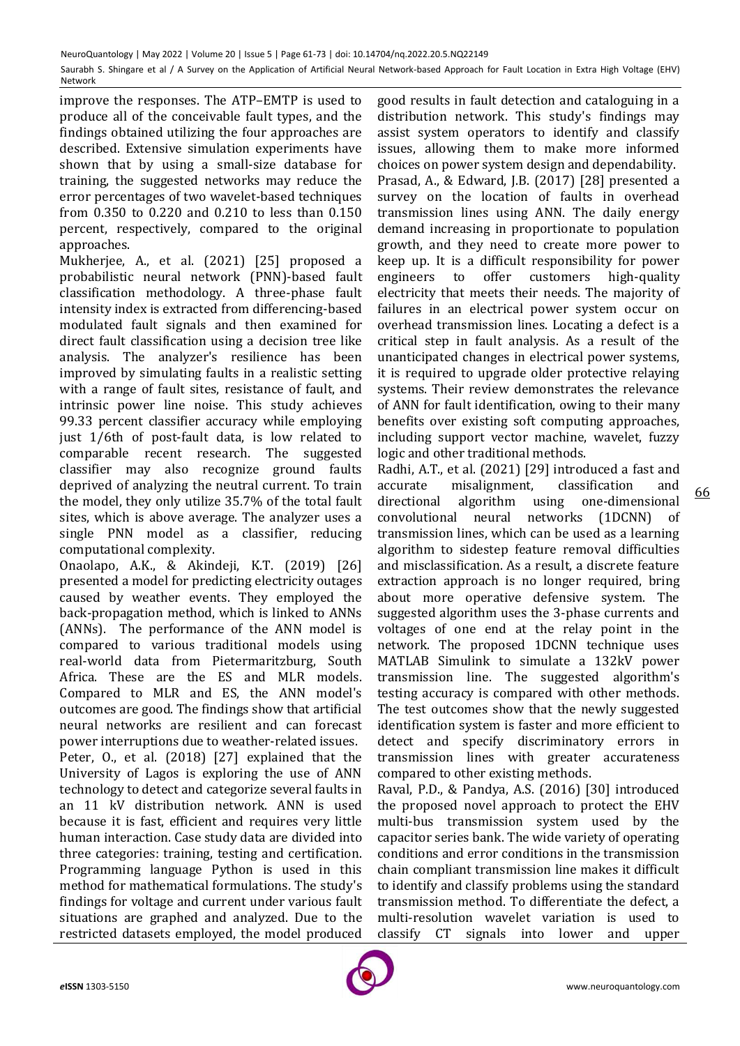improve the responses. The ATP–EMTP is used to produce all of the conceivable fault types, and the findings obtained utilizing the four approaches are described. Extensive simulation experiments have shown that by using a small-size database for training, the suggested networks may reduce the error percentages of two wavelet-based techniques from 0.350 to 0.220 and 0.210 to less than 0.150 percent, respectively, compared to the original approaches.

Mukherjee, A., et al. (2021) [25] proposed a probabilistic neural network (PNN)-based fault classification methodology. A three-phase fault intensity index is extracted from differencing-based modulated fault signals and then examined for direct fault classification using a decision tree like analysis. The analyzer's resilience has been improved by simulating faults in a realistic setting with a range of fault sites, resistance of fault, and intrinsic power line noise. This study achieves 99.33 percent classifier accuracy while employing just 1/6th of post-fault data, is low related to comparable recent research. The suggested classifier may also recognize ground faults deprived of analyzing the neutral current. To train the model, they only utilize 35.7% of the total fault sites, which is above average. The analyzer uses a single PNN model as a classifier, reducing computational complexity.

Onaolapo, A.K., & Akindeji, K.T. (2019) [26] presented a model for predicting electricity outages caused by weather events. They employed the back-propagation method, which is linked to ANNs (ANNs). The performance of the ANN model is compared to various traditional models using real-world data from Pietermaritzburg, South Africa. These are the ES and MLR models. Compared to MLR and ES, the ANN model's outcomes are good. The findings show that artificial neural networks are resilient and can forecast power interruptions due to weather-related issues.

Peter, O., et al. (2018) [27] explained that the University of Lagos is exploring the use of ANN technology to detect and categorize several faults in an 11 kV distribution network. ANN is used because it is fast, efficient and requires very little human interaction. Case study data are divided into three categories: training, testing and certification. Programming language Python is used in this method for mathematical formulations. The study's findings for voltage and current under various fault situations are graphed and analyzed. Due to the restricted datasets employed, the model produced good results in fault detection and cataloguing in a distribution network. This study's findings may assist system operators to identify and classify issues, allowing them to make more informed choices on power system design and dependability.

Prasad, A., & Edward, J.B. (2017) [28] presented a survey on the location of faults in overhead transmission lines using ANN. The daily energy demand increasing in proportionate to population growth, and they need to create more power to keep up. It is a difficult responsibility for power engineers to offer customers high-quality electricity that meets their needs. The majority of failures in an electrical power system occur on overhead transmission lines. Locating a defect is a critical step in fault analysis. As a result of the unanticipated changes in electrical power systems, it is required to upgrade older protective relaying systems. Their review demonstrates the relevance of ANN for fault identification, owing to their many benefits over existing soft computing approaches, including support vector machine, wavelet, fuzzy logic and other traditional methods.

Radhi, A.T., et al. (2021) [29] introduced a fast and accurate misalignment, classification and directional algorithm using one-dimensional convolutional neural networks (1DCNN) of transmission lines, which can be used as a learning algorithm to sidestep feature removal difficulties and misclassification. As a result, a discrete feature extraction approach is no longer required, bring about more operative defensive system. The suggested algorithm uses the 3-phase currents and voltages of one end at the relay point in the network. The proposed 1DCNN technique uses MATLAB Simulink to simulate a 132kV power transmission line. The suggested algorithm's testing accuracy is compared with other methods. The test outcomes show that the newly suggested identification system is faster and more efficient to detect and specify discriminatory errors in transmission lines with greater accurateness compared to other existing methods.

Raval, P.D., & Pandya, A.S. (2016) [30] introduced the proposed novel approach to protect the EHV multi-bus transmission system used by the capacitor series bank. The wide variety of operating conditions and error conditions in the transmission chain compliant transmission line makes it difficult to identify and classify problems using the standard transmission method. To differentiate the defect, a multi-resolution wavelet variation is used to classify CT signals into lower and upper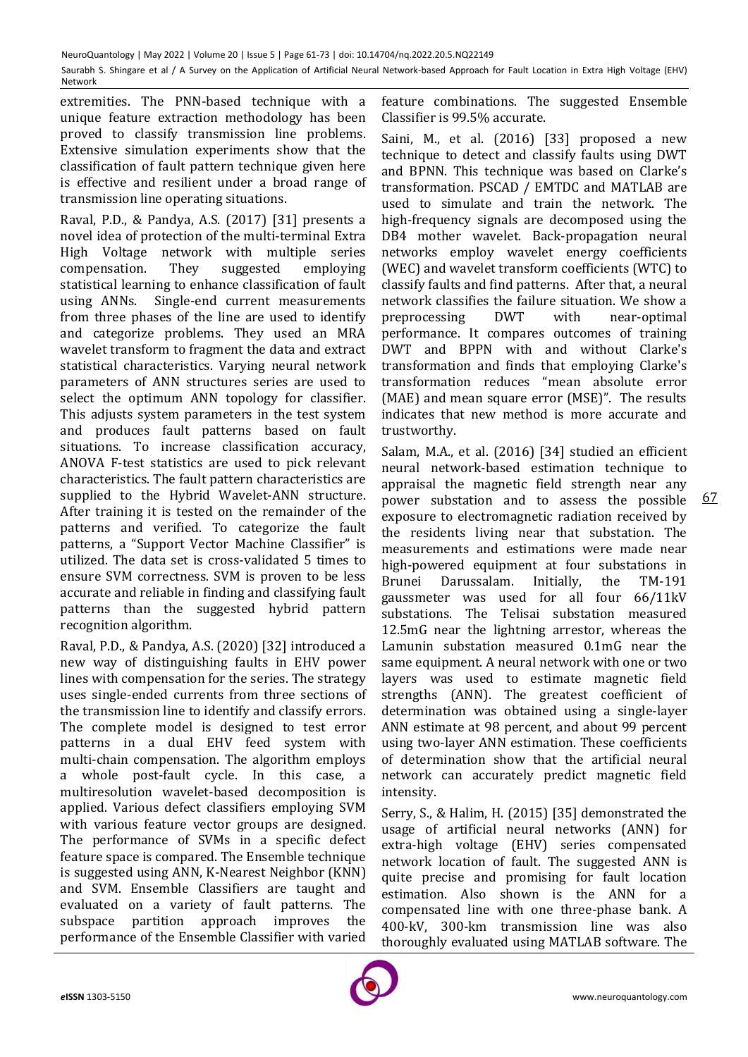extremities. The PNN-based technique with a unique feature extraction methodology has been proved to classify transmission line problems. Extensive simulation experiments show that the classification of fault pattern technique given here is effective and resilient under a broad range of transmission line operating situations.

Raval, P.D., & Pandya, A.S. (2017) [31] presents a novel idea of protection of the multi-terminal Extra High Voltage network with multiple series compensation. They suggested employing statistical learning to enhance classification of fault using ANNs. Single-end current measurements from three phases of the line are used to identify and categorize problems. They used an MRA wavelet transform to fragment the data and extract statistical characteristics. Varying neural network parameters of ANN structures series are used to select the optimum ANN topology for classifier. This adjusts system parameters in the test system and produces fault patterns based on fault situations. To increase classification accuracy, ANOVA F-test statistics are used to pick relevant characteristics. The fault pattern characteristics are supplied to the Hybrid Wavelet-ANN structure. After training it is tested on the remainder of the patterns and verified. To categorize the fault patterns, a "Support Vector Machine Classifier" is utilized. The data set is cross-validated 5 times to ensure SVM correctness. SVM is proven to be less accurate and reliable in finding and classifying fault patterns than the suggested hybrid pattern recognition algorithm.

Raval, P.D., & Pandya, A.S. (2020) [32] introduced a new way of distinguishing faults in EHV power lines with compensation for the series. The strategy uses single-ended currents from three sections of the transmission line to identify and classify errors. The complete model is designed to test error patterns in a dual EHV feed system with multi-chain compensation. The algorithm employs a whole post-fault cycle. In this case, a multiresolution wavelet-based decomposition is applied. Various defect classifiers employing SVM with various feature vector groups are designed. The performance of SVMs in a specific defect feature space is compared. The Ensemble technique is suggested using ANN, K-Nearest Neighbor (KNN) and SVM. Ensemble Classifiers are taught and evaluated on a variety of fault patterns. The subspace partition approach improves the performance of the Ensemble Classifier with varied feature combinations. The suggested Ensemble Classifier is 99.5% accurate.

Saini, M., et al. (2016) [33] proposed a new technique to detect and classify faults using DWT and BPNN. This technique was based on Clarke's transformation. PSCAD / EMTDC and MATLAB are used to simulate and train the network. The high-frequency signals are decomposed using the DB4 mother wavelet. Back-propagation neural networks employ wavelet energy coefficients (WEC) and wavelet transform coefficients (WTC) to classify faults and find patterns. After that, a neural network classifies the failure situation. We show a preprocessing DWT with near-optimal performance. It compares outcomes of training DWT and BPPN with and without Clarke's transformation and finds that employing Clarke's transformation reduces "mean absolute error (MAE) and mean square error (MSE)". The results indicates that new method is more accurate and trustworthy.

Salam, M.A., et al. (2016) [34] studied an efficient neural network-based estimation technique to appraisal the magnetic field strength near any power substation and to assess the possible exposure to electromagnetic radiation received by the residents living near that substation. The measurements and estimations were made near high-powered equipment at four substations in Brunei Darussalam. Initially, the TM-191 gaussmeter was used for all four 66/11kV substations. The Telisai substation measured 12.5mG near the lightning arrestor, whereas the Lamunin substation measured 0.1mG near the same equipment. A neural network with one or two layers was used to estimate magnetic field strengths (ANN). The greatest coefficient of determination was obtained using a single-layer ANN estimate at 98 percent, and about 99 percent using two-layer ANN estimation. These coefficients of determination show that the artificial neural network can accurately predict magnetic field intensity.

Serry, S., & Halim, H. (2015) [35] demonstrated the usage of artificial neural networks (ANN) for extra-high voltage (EHV) series compensated network location of fault. The suggested ANN is quite precise and promising for fault location estimation. Also shown is the ANN for a compensated line with one three-phase bank. A 400-kV, 300-km transmission line was also thoroughly evaluated using MATLAB software. The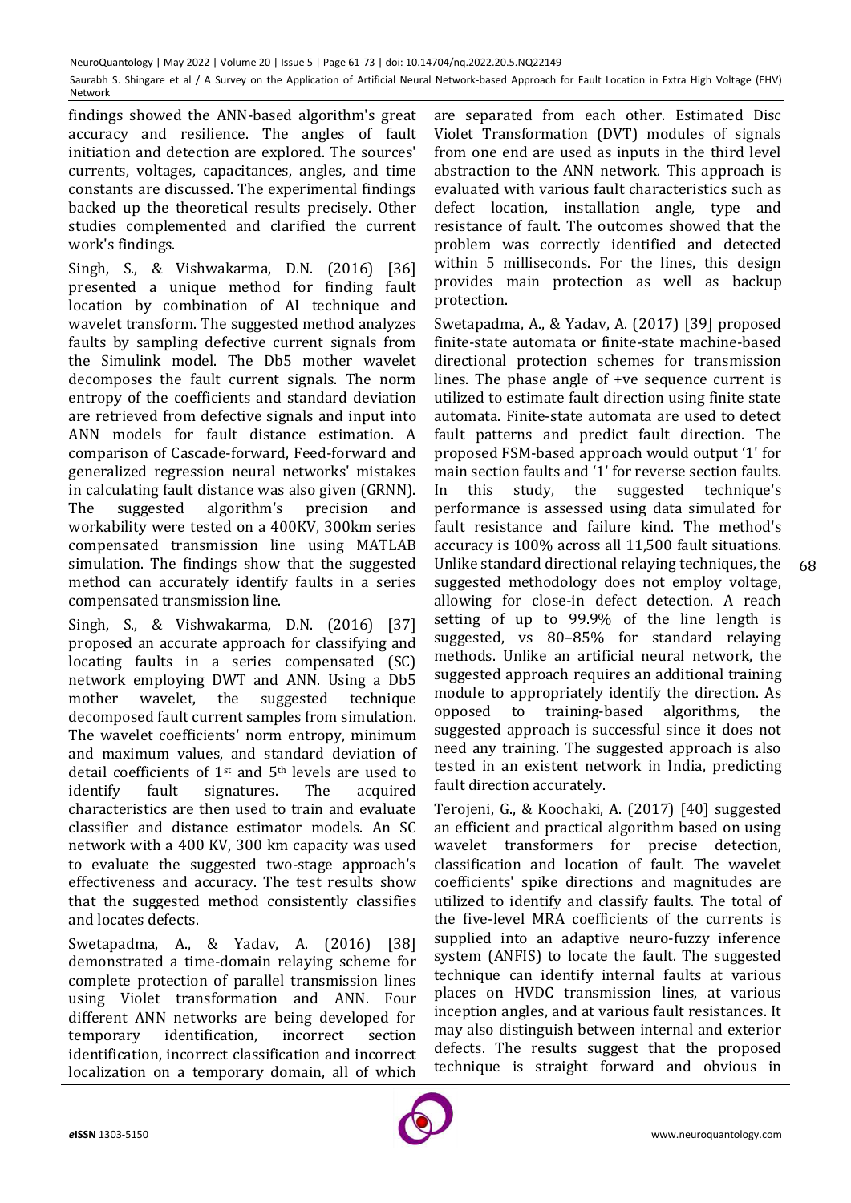findings showed the ANN-based algorithm's great accuracy and resilience. The angles of fault initiation and detection are explored. The sources' currents, voltages, capacitances, angles, and time constants are discussed. The experimental findings backed up the theoretical results precisely. Other studies complemented and clarified the current work's findings.

Singh, S., & Vishwakarma, D.N. (2016) [36] presented a unique method for finding fault location by combination of AI technique and wavelet transform. The suggested method analyzes faults by sampling defective current signals from the Simulink model. The Db5 mother wavelet decomposes the fault current signals. The norm entropy of the coefficients and standard deviation are retrieved from defective signals and input into ANN models for fault distance estimation. A comparison of Cascade-forward, Feed-forward and generalized regression neural networks' mistakes in calculating fault distance was also given (GRNN). The suggested algorithm's precision and workability were tested on a 400KV, 300km series compensated transmission line using MATLAB simulation. The findings show that the suggested method can accurately identify faults in a series compensated transmission line.

Singh, S., & Vishwakarma, D.N. (2016) [37] proposed an accurate approach for classifying and locating faults in a series compensated (SC) network employing DWT and ANN. Using a Db5 mother wavelet, the suggested technique decomposed fault current samples from simulation. The wavelet coefficients' norm entropy, minimum and maximum values, and standard deviation of detail coefficients of 1st and 5th levels are used to identify fault signatures. The acquired characteristics are then used to train and evaluate classifier and distance estimator models. An SC network with a 400 KV, 300 km capacity was used to evaluate the suggested two-stage approach's effectiveness and accuracy. The test results show that the suggested method consistently classifies and locates defects.

Swetapadma, A., & Yadav, A. (2016) [38] demonstrated a time-domain relaying scheme for complete protection of parallel transmission lines using Violet transformation and ANN. Four different ANN networks are being developed for temporary identification, incorrect section identification, incorrect classification and incorrect localization on a temporary domain, all of which are separated from each other. Estimated Disc Violet Transformation (DVT) modules of signals from one end are used as inputs in the third level abstraction to the ANN network. This approach is evaluated with various fault characteristics such as defect location, installation angle, type and resistance of fault. The outcomes showed that the problem was correctly identified and detected within 5 milliseconds. For the lines, this design provides main protection as well as backup protection.

Swetapadma, A., & Yadav, A. (2017) [39] proposed finite-state automata or finite-state machine-based directional protection schemes for transmission lines. The phase angle of +ve sequence current is utilized to estimate fault direction using finite state automata. Finite-state automata are used to detect fault patterns and predict fault direction. The proposed FSM-based approach would output '1' for main section faults and '1' for reverse section faults. In this study, the suggested technique's performance is assessed using data simulated for fault resistance and failure kind. The method's accuracy is 100% across all 11,500 fault situations. Unlike standard directional relaying techniques, the suggested methodology does not employ voltage, allowing for close-in defect detection. A reach setting of up to 99.9% of the line length is suggested, vs 80–85% for standard relaying methods. Unlike an artificial neural network, the suggested approach requires an additional training module to appropriately identify the direction. As opposed to training-based algorithms, the suggested approach is successful since it does not need any training. The suggested approach is also tested in an existent network in India, predicting fault direction accurately.

Terojeni, G., & Koochaki, A. (2017) [40] suggested an efficient and practical algorithm based on using wavelet transformers for precise detection, classification and location of fault. The wavelet coefficients' spike directions and magnitudes are utilized to identify and classify faults. The total of the five-level MRA coefficients of the currents is supplied into an adaptive neuro-fuzzy inference system (ANFIS) to locate the fault. The suggested technique can identify internal faults at various places on HVDC transmission lines, at various inception angles, and at various fault resistances. It may also distinguish between internal and exterior defects. The results suggest that the proposed technique is straight forward and obvious in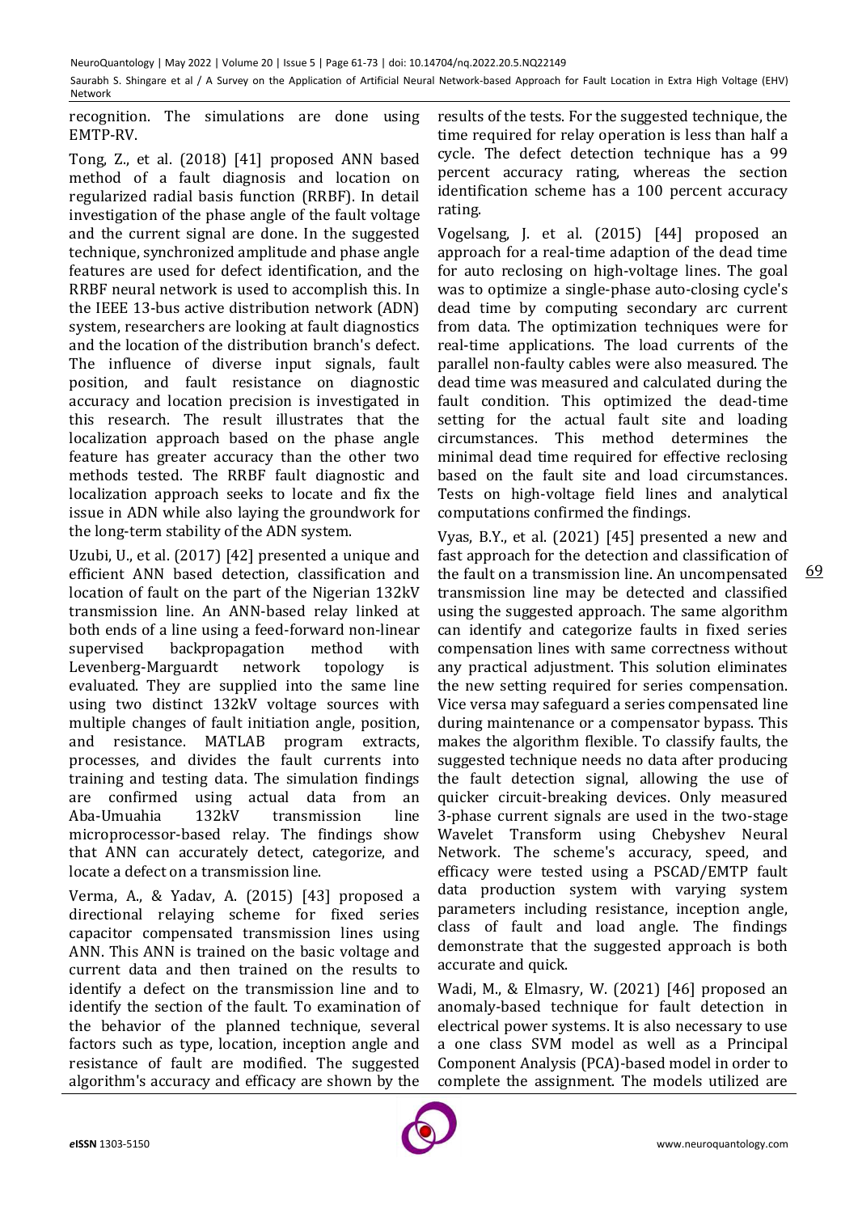recognition. The simulations are done using EMTP-RV.

Tong, Z., et al. (2018) [41] proposed ANN based method of a fault diagnosis and location on regularized radial basis function (RRBF). In detail investigation of the phase angle of the fault voltage and the current signal are done. In the suggested technique, synchronized amplitude and phase angle features are used for defect identification, and the RRBF neural network is used to accomplish this. In the IEEE 13-bus active distribution network (ADN) system, researchers are looking at fault diagnostics and the location of the distribution branch's defect. The influence of diverse input signals, fault position, and fault resistance on diagnostic accuracy and location precision is investigated in this research. The result illustrates that the localization approach based on the phase angle feature has greater accuracy than the other two methods tested. The RRBF fault diagnostic and localization approach seeks to locate and fix the issue in ADN while also laying the groundwork for the long-term stability of the ADN system.

Uzubi, U., et al. (2017) [42] presented a unique and efficient ANN based detection, classification and location of fault on the part of the Nigerian 132kV transmission line. An ANN-based relay linked at both ends of a line using a feed-forward non-linear supervised backpropagation method with Levenberg-Marguardt network topology is evaluated. They are supplied into the same line using two distinct 132kV voltage sources with multiple changes of fault initiation angle, position, and resistance. MATLAB program extracts, processes, and divides the fault currents into training and testing data. The simulation findings are confirmed using actual data from an Aba-Umuahia 132kV transmission line microprocessor-based relay. The findings show that ANN can accurately detect, categorize, and locate a defect on a transmission line.

Verma, A., & Yadav, A. (2015) [43] proposed a directional relaying scheme for fixed series capacitor compensated transmission lines using ANN. This ANN is trained on the basic voltage and current data and then trained on the results to identify a defect on the transmission line and to identify the section of the fault. To examination of the behavior of the planned technique, several factors such as type, location, inception angle and resistance of fault are modified. The suggested algorithm's accuracy and efficacy are shown by the results of the tests. For the suggested technique, the time required for relay operation is less than half a cycle. The defect detection technique has a 99 percent accuracy rating, whereas the section identification scheme has a 100 percent accuracy rating.

Vogelsang, J. et al. (2015) [44] proposed an approach for a real-time adaption of the dead time for auto reclosing on high-voltage lines. The goal was to optimize a single-phase auto-closing cycle's dead time by computing secondary arc current from data. The optimization techniques were for real-time applications. The load currents of the parallel non-faulty cables were also measured. The dead time was measured and calculated during the fault condition. This optimized the dead-time setting for the actual fault site and loading circumstances. This method determines the minimal dead time required for effective reclosing based on the fault site and load circumstances. Tests on high-voltage field lines and analytical computations confirmed the findings.

Vyas, B.Y., et al. (2021) [45] presented a new and fast approach for the detection and classification of the fault on a transmission line. An uncompensated transmission line may be detected and classified using the suggested approach. The same algorithm can identify and categorize faults in fixed series compensation lines with same correctness without any practical adjustment. This solution eliminates the new setting required for series compensation. Vice versa may safeguard a series compensated line during maintenance or a compensator bypass. This makes the algorithm flexible. To classify faults, the suggested technique needs no data after producing the fault detection signal, allowing the use of quicker circuit-breaking devices. Only measured 3-phase current signals are used in the two-stage Wavelet Transform using Chebyshev Neural Network. The scheme's accuracy, speed, and efficacy were tested using a PSCAD/EMTP fault data production system with varying system parameters including resistance, inception angle, class of fault and load angle. The findings demonstrate that the suggested approach is both accurate and quick.

Wadi, M., & Elmasry, W. (2021) [46] proposed an anomaly-based technique for fault detection in electrical power systems. It is also necessary to use a one class SVM model as well as a Principal Component Analysis (PCA)-based model in order to complete the assignment. The models utilized are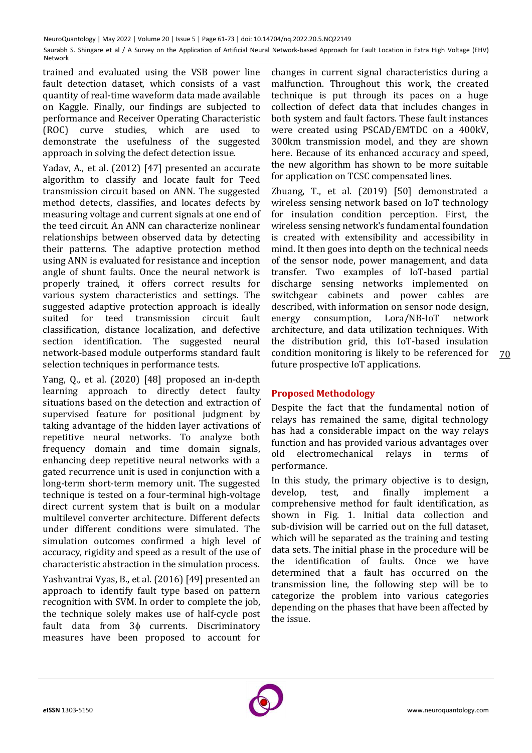trained and evaluated using the VSB power line fault detection dataset, which consists of a vast quantity of real-time waveform data made available on Kaggle. Finally, our findings are subjected to performance and Receiver Operating Characteristic (ROC) curve studies, which are used to demonstrate the usefulness of the suggested approach in solving the defect detection issue.

Yadav, A., et al. (2012) [47] presented an accurate algorithm to classify and locate fault for Teed transmission circuit based on ANN. The suggested method detects, classifies, and locates defects by measuring voltage and current signals at one end of the teed circuit. An ANN can characterize nonlinear relationships between observed data by detecting their patterns. The adaptive protection method using ANN is evaluated for resistance and inception angle of shunt faults. Once the neural network is properly trained, it offers correct results for various system characteristics and settings. The suggested adaptive protection approach is ideally suited for teed transmission circuit fault classification, distance localization, and defective section identification. The suggested neural network-based module outperforms standard fault selection techniques in performance tests.

Yang, Q., et al. (2020) [48] proposed an in-depth learning approach to directly detect faulty situations based on the detection and extraction of supervised feature for positional judgment by taking advantage of the hidden layer activations of repetitive neural networks. To analyze both frequency domain and time domain signals, enhancing deep repetitive neural networks with a gated recurrence unit is used in conjunction with a long-term short-term memory unit. The suggested technique is tested on a four-terminal high-voltage direct current system that is built on a modular multilevel converter architecture. Different defects under different conditions were simulated. The simulation outcomes confirmed a high level of accuracy, rigidity and speed as a result of the use of characteristic abstraction in the simulation process.

Yashvantrai Vyas, B., et al. (2016) [49] presented an approach to identify fault type based on pattern recognition with SVM. In order to complete the job, the technique solely makes use of half-cycle post fault data from 3ϕ currents. Discriminatory measures have been proposed to account for changes in current signal characteristics during a malfunction. Throughout this work, the created technique is put through its paces on a huge collection of defect data that includes changes in both system and fault factors. These fault instances were created using PSCAD/EMTDC on a 400kV, 300km transmission model, and they are shown here. Because of its enhanced accuracy and speed, the new algorithm has shown to be more suitable for application on TCSC compensated lines.

Zhuang, T., et al. (2019) [50] demonstrated a wireless sensing network based on IoT technology for insulation condition perception. First, the wireless sensing network's fundamental foundation is created with extensibility and accessibility in mind. It then goes into depth on the technical needs of the sensor node, power management, and data transfer. Two examples of IoT-based partial discharge sensing networks implemented on switchgear cabinets and power cables are described, with information on sensor node design, energy consumption, Lora/NB-IoT network architecture, and data utilization techniques. With the distribution grid, this IoT-based insulation condition monitoring is likely to be referenced for future prospective IoT applications.

## Proposed Methodology

Despite the fact that the fundamental notion of relays has remained the same, digital technology has had a considerable impact on the way relays function and has provided various advantages over old electromechanical relays in terms of performance.

In this study, the primary objective is to design, develop, test, and finally implement a comprehensive method for fault identification, as shown in Fig. 1. Initial data collection and sub-division will be carried out on the full dataset, which will be separated as the training and testing data sets. The initial phase in the procedure will be the identification of faults. Once we have determined that a fault has occurred on the transmission line, the following step will be to categorize the problem into various categories depending on the phases that have been affected by the issue.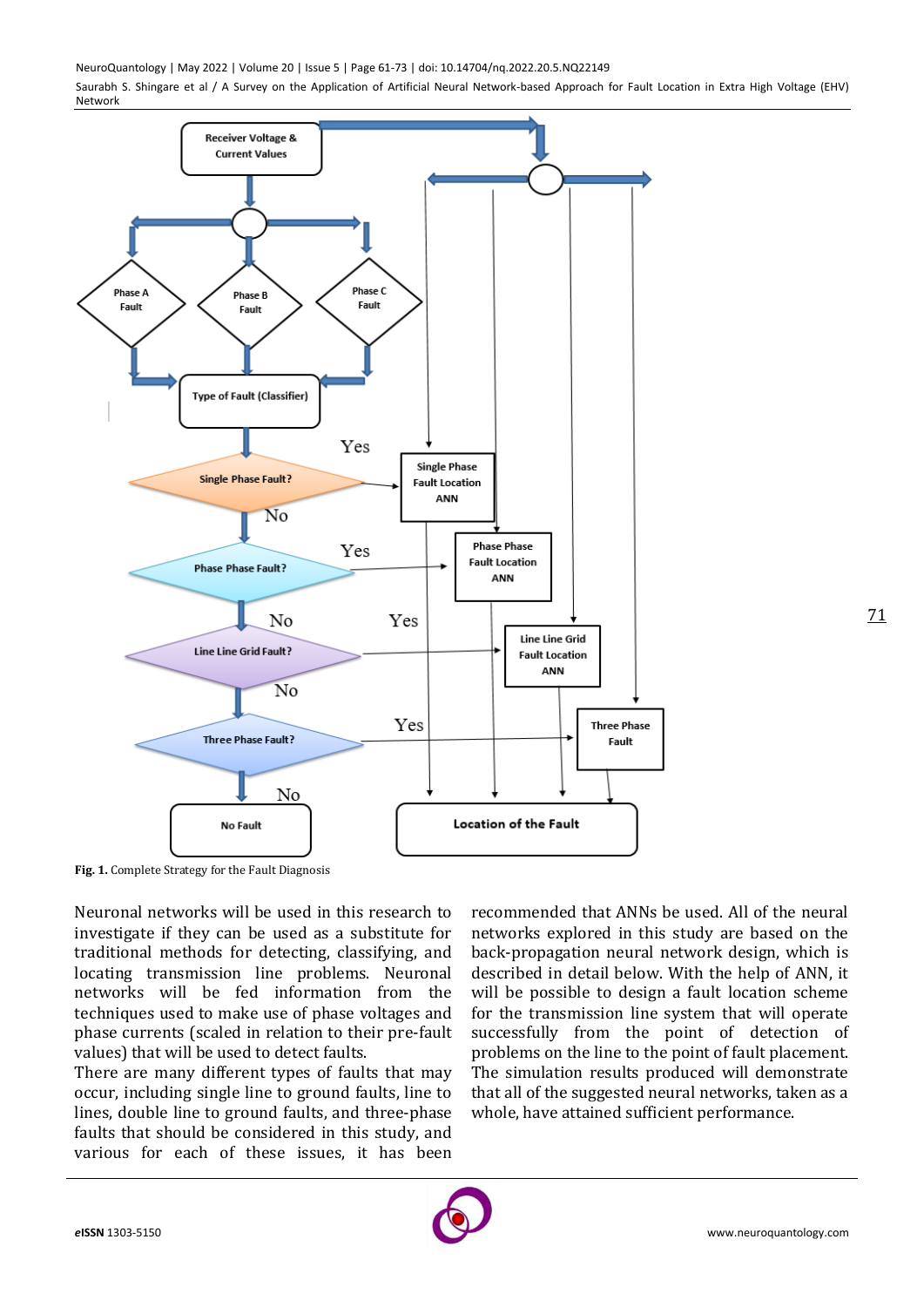Fig. 1. Complete Strategy for the Fault Diagnosis

Neuronal networks will be used in this research to investigate if they can be used as a substitute for traditional methods for detecting, classifying, and locating transmission line problems. Neuronal networks will be fed information from the techniques used to make use of phase voltages and phase currents (scaled in relation to their pre-fault values) that will be used to detect faults.

There are many different types of faults that may occur, including single line to ground faults, line to lines, double line to ground faults, and three-phase faults that should be considered in this study, and various for each of these issues, it has been recommended that ANNs be used. All of the neural networks explored in this study are based on the back-propagation neural network design, which is described in detail below. With the help of ANN, it will be possible to design a fault location scheme for the transmission line system that will operate successfully from the point of detection of problems on the line to the point of fault placement. The simulation results produced will demonstrate that all of the suggested neural networks, taken as a whole, have attained sufficient performance.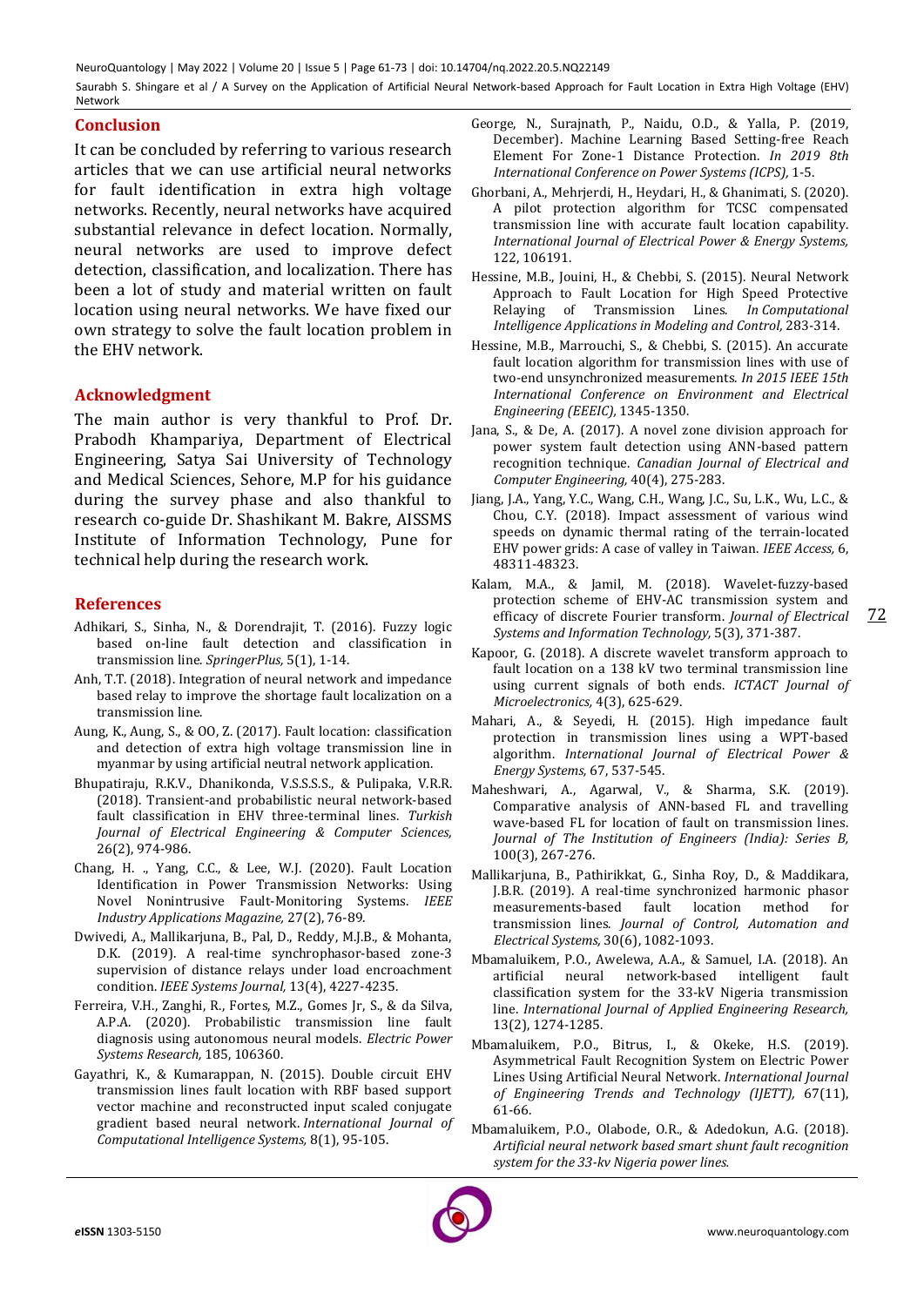## Conclusion

It can be concluded by referring to various research articles that we can use artificial neural networks for fault identification in extra high voltage networks. Recently, neural networks have acquired substantial relevance in defect location. Normally, neural networks are used to improve defect detection, classification, and localization. There has been a lot of study and material written on fault location using neural networks. We have fixed our own strategy to solve the fault location problem in the EHV network.

## Acknowledgment

The main author is very thankful to Prof. Dr. Prabodh Khampariya, Department of Electrical Engineering, Satya Sai University of Technology and Medical Sciences, Sehore, M.P for his guidance during the survey phase and also thankful to research co-guide Dr. Shashikant M. Bakre, AISSMS Institute of Information Technology, Pune for technical help during the research work.

## References

Adhikari, S., Sinha, N., & Dorendrajit, T. (2016). Fuzzy logic based on-line fault detection and classification in transmission line. *SpringerPlus,* 5(1), 1-14.

Anh, T.T. (2018). Integration of neural network and impedance based relay to improve the shortage fault localization on a transmission line.

Aung, K., Aung, S., & OO, Z. (2017). Fault location: classification and detection of extra high voltage transmission line in myanmar by using artificial neutral network application.

Bhupatiraju, R.K.V., Dhanikonda, V.S.S.S.S., & Pulipaka, V.R.R. (2018). Transient-and probabilistic neural network-based fault classification in EHV three-terminal lines. *Turkish Journal of Electrical Engineering & Computer Sciences,* 26(2), 974-986.

Chang, H. ., Yang, C.C., & Lee, W.J. (2020). Fault Location Identification in Power Transmission Networks: Using Novel Nonintrusive Fault-Monitoring Systems. *IEEE Industry Applications Magazine,* 27(2), 76-89.

Dwivedi, A., Mallikarjuna, B., Pal, D., Reddy, M.J.B., & Mohanta, D.K. (2019). A real-time synchrophasor-based zone-3 supervision of distance relays under load encroachment condition. *IEEE Systems Journal,* 13(4), 4227-4235.

Ferreira, V.H., Zanghi, R., Fortes, M.Z., Gomes Jr, S., & da Silva, A.P.A. (2020). Probabilistic transmission line fault diagnosis using autonomous neural models. *Electric Power Systems Research,* 185, 106360.

Gayathri, K., & Kumarappan, N. (2015). Double circuit EHV transmission lines fault location with RBF based support vector machine and reconstructed input scaled conjugate gradient based neural network. *International Journal of Computational Intelligence Systems,* 8(1), 95-105.

George, N., Surajnath, P., Naidu, O.D., & Yalla, P. (2019, December). Machine Learning Based Setting-free Reach Element For Zone-1 Distance Protection. *In 2019 8th International Conference on Power Systems (ICPS),* 1-5.

Ghorbani, A., Mehrjerdi, H., Heydari, H., & Ghanimati, S. (2020). A pilot protection algorithm for TCSC compensated transmission line with accurate fault location capability. *International Journal of Electrical Power & Energy Systems,* 122, 106191.

Hessine, M.B., Jouini, H., & Chebbi, S. (2015). Neural Network Approach to Fault Location for High Speed Protective Relaying of Transmission Lines. *In Computational Intelligence Applications in Modeling and Control,* 283-314.

Hessine, M.B., Marrouchi, S., & Chebbi, S. (2015). An accurate fault location algorithm for transmission lines with use of two-end unsynchronized measurements. *In 2015 IEEE 15th International Conference on Environment and Electrical Engineering (EEEIC),* 1345-1350.

Jana, S., & De, A. (2017). A novel zone division approach for power system fault detection using ANN-based pattern recognition technique. *Canadian Journal of Electrical and Computer Engineering,* 40(4), 275-283.

Jiang, J.A., Yang, Y.C., Wang, C.H., Wang, J.C., Su, L.K., Wu, L.C., & Chou, C.Y. (2018). Impact assessment of various wind speeds on dynamic thermal rating of the terrain-located EHV power grids: A case of valley in Taiwan. *IEEE Access,* 6, 48311-48323.

Kalam, M.A., & Jamil, M. (2018). Wavelet-fuzzy-based protection scheme of EHV-AC transmission system and efficacy of discrete Fourier transform. *Journal of Electrical Systems and Information Technology,* 5(3), 371-387.

Kapoor, G. (2018). A discrete wavelet transform approach to fault location on a 138 kV two terminal transmission line using current signals of both ends. *ICTACT Journal of Microelectronics,* 4(3), 625-629.

Mahari, A., & Seyedi, H. (2015). High impedance fault protection in transmission lines using a WPT-based algorithm. *International Journal of Electrical Power & Energy Systems,* 67, 537-545.

Maheshwari, A., Agarwal, V., & Sharma, S.K. (2019). Comparative analysis of ANN-based FL and travelling wave-based FL for location of fault on transmission lines. *Journal of The Institution of Engineers (India): Series B,* 100(3), 267-276.

Mallikarjuna, B., Pathirikkat, G., Sinha Roy, D., & Maddikara, J.B.R. (2019). A real-time synchronized harmonic phasor measurements-based fault location method for transmission lines. *Journal of Control, Automation and Electrical Systems,* 30(6), 1082-1093.

Mbamaluikem, P.O., Awelewa, A.A., & Samuel, I.A. (2018). An artificial neural network-based intelligent fault classification system for the 33-kV Nigeria transmission line. *International Journal of Applied Engineering Research,* 13(2), 1274-1285.

Mbamaluikem, P.O., Bitrus, I., & Okeke, H.S. (2019). Asymmetrical Fault Recognition System on Electric Power Lines Using Artificial Neural Network. *International Journal of Engineering Trends and Technology (IJETT),* 67(11), 61-66.

Mbamaluikem, P.O., Olabode, O.R., & Adedokun, A.G. (2018). *Artificial neural network based smart shunt fault recognition system for the 33-kv Nigeria power lines.*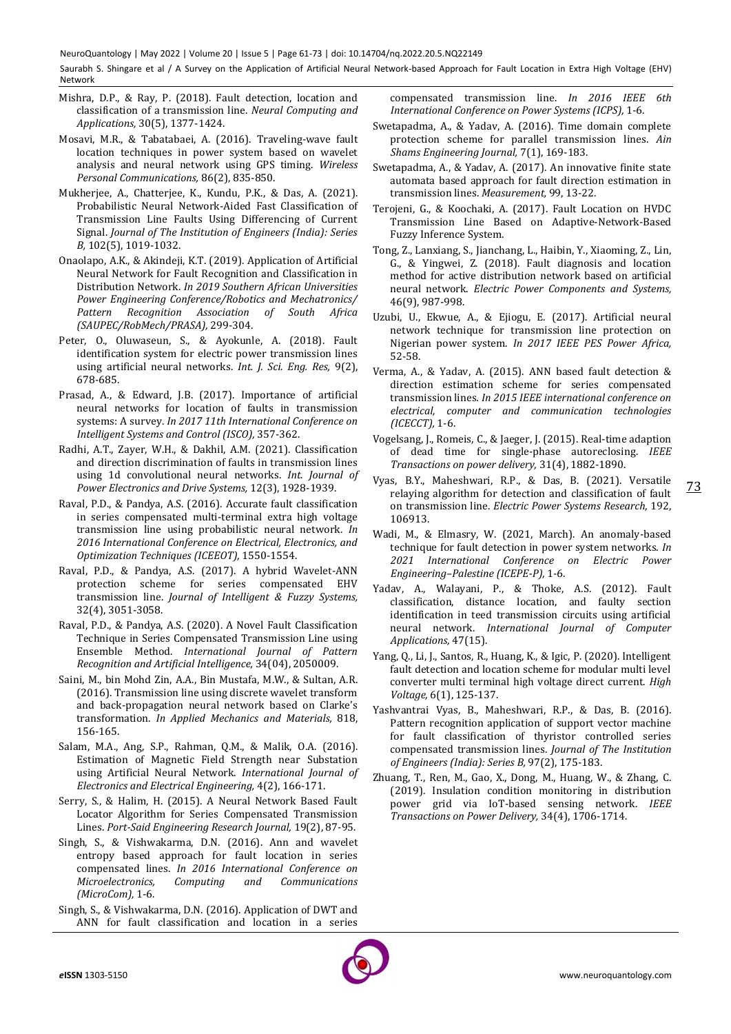Mishra, D.P., & Ray, P. (2018). Fault detection, location and classification of a transmission line. *Neural Computing and Applications,* 30(5), 1377-1424.

Mosavi, M.R., & Tabatabaei, A. (2016). Traveling-wave fault location techniques in power system based on wavelet analysis and neural network using GPS timing. *Wireless Personal Communications,* 86(2), 835-850.

Mukherjee, A., Chatterjee, K., Kundu, P.K., & Das, A. (2021). Probabilistic Neural Network-Aided Fast Classification of Transmission Line Faults Using Differencing of Current Signal. *Journal of The Institution of Engineers (India): Series B,* 102(5), 1019-1032.

Onaolapo, A.K., & Akindeji, K.T. (2019). Application of Artificial Neural Network for Fault Recognition and Classification in Distribution Network. *In 2019 Southern African Universities Power Engineering Conference/Robotics and Mechatronics/ Pattern Recognition Association of South Africa (SAUPEC/RobMech/PRASA),* 299-304.

Peter, O., Oluwaseun, S., & Ayokunle, A. (2018). Fault identification system for electric power transmission lines using artificial neural networks. *Int. J. Sci. Eng. Res,* 9(2), 678-685.

Prasad, A., & Edward, J.B. (2017). Importance of artificial neural networks for location of faults in transmission systems: A survey. *In 2017 11th International Conference on Intelligent Systems and Control (ISCO),* 357-362.

Radhi, A.T., Zayer, W.H., & Dakhil, A.M. (2021). Classification and direction discrimination of faults in transmission lines using 1d convolutional neural networks. *Int. Journal of Power Electronics and Drive Systems,* 12(3), 1928-1939.

Raval, P.D., & Pandya, A.S. (2016). Accurate fault classification in series compensated multi-terminal extra high voltage transmission line using probabilistic neural network. *In 2016 International Conference on Electrical, Electronics, and Optimization Techniques (ICEEOT),* 1550-1554.

Raval, P.D., & Pandya, A.S. (2017). A hybrid Wavelet-ANN protection scheme for series compensated EHV transmission line. *Journal of Intelligent & Fuzzy Systems,* 32(4), 3051-3058.

Raval, P.D., & Pandya, A.S. (2020). A Novel Fault Classification Technique in Series Compensated Transmission Line using Ensemble Method. *International Journal of Pattern Recognition and Artificial Intelligence,* 34(04), 2050009.

Saini, M., bin Mohd Zin, A.A., Bin Mustafa, M.W., & Sultan, A.R. (2016). Transmission line using discrete wavelet transform and back-propagation neural network based on Clarke's transformation. *In Applied Mechanics and Materials,* 818, 156-165.

Salam, M.A., Ang, S.P., Rahman, Q.M., & Malik, O.A. (2016). Estimation of Magnetic Field Strength near Substation using Artificial Neural Network. *International Journal of Electronics and Electrical Engineering,* 4(2), 166-171.

Serry, S., & Halim, H. (2015). A Neural Network Based Fault Locator Algorithm for Series Compensated Transmission Lines. *Port-Said Engineering Research Journal,* 19(2), 87-95.

Singh, S., & Vishwakarma, D.N. (2016). Ann and wavelet entropy based approach for fault location in series compensated lines. *In 2016 International Conference on Microelectronics, Computing and Communications (MicroCom),* 1-6.

Singh, S., & Vishwakarma, D.N. (2016). Application of DWT and ANN for fault classification and location in a series compensated transmission line. *In 2016 IEEE 6th International Conference on Power Systems (ICPS),* 1-6.

Swetapadma, A., & Yadav, A. (2016). Time domain complete protection scheme for parallel transmission lines. *Ain Shams Engineering Journal,* 7(1), 169-183.

Swetapadma, A., & Yadav, A. (2017). An innovative finite state automata based approach for fault direction estimation in transmission lines. *Measurement,* 99, 13-22.

Terojeni, G., & Koochaki, A. (2017). Fault Location on HVDC Transmission Line Based on Adaptive-Network-Based Fuzzy Inference System.

Tong, Z., Lanxiang, S., Jianchang, L., Haibin, Y., Xiaoming, Z., Lin, G., & Yingwei, Z. (2018). Fault diagnosis and location method for active distribution network based on artificial neural network. *Electric Power Components and Systems,* 46(9), 987-998.

Uzubi, U., Ekwue, A., & Ejiogu, E. (2017). Artificial neural network technique for transmission line protection on Nigerian power system. *In 2017 IEEE PES Power Africa,* 52-58.

Verma, A., & Yadav, A. (2015). ANN based fault detection & direction estimation scheme for series compensated transmission lines. *In 2015 IEEE international conference on electrical, computer and communication technologies (ICECCT),* 1-6.

Vogelsang, J., Romeis, C., & Jaeger, J. (2015). Real-time adaption of dead time for single-phase autoreclosing. *IEEE Transactions on power delivery,* 31(4), 1882-1890.

Vyas, B.Y., Maheshwari, R.P., & Das, B. (2021). Versatile relaying algorithm for detection and classification of fault on transmission line. *Electric Power Systems Research,* 192, 106913.

Wadi, M., & Elmasry, W. (2021, March). An anomaly-based technique for fault detection in power system networks. *In 2021 International Conference on Electric Power Engineering–Palestine (ICEPE-P),* 1-6.

Yadav, A., Walayani, P., & Thoke, A.S. (2012). Fault classification, distance location, and faulty section identification in teed transmission circuits using artificial neural network. *International Journal of Computer Applications,* 47(15).

Yang, Q., Li, J., Santos, R., Huang, K., & Igic, P. (2020). Intelligent fault detection and location scheme for modular multi level converter multi terminal high voltage direct current. *High Voltage,* 6(1), 125-137.

Yashvantrai Vyas, B., Maheshwari, R.P., & Das, B. (2016). Pattern recognition application of support vector machine for fault classification of thyristor controlled series compensated transmission lines. *Journal of The Institution of Engineers (India): Series B,* 97(2), 175-183.

Zhuang, T., Ren, M., Gao, X., Dong, M., Huang, W., & Zhang, C. (2019). Insulation condition monitoring in distribution power grid via IoT-based sensing network. *IEEE Transactions on Power Delivery,* 34(4), 1706-1714.